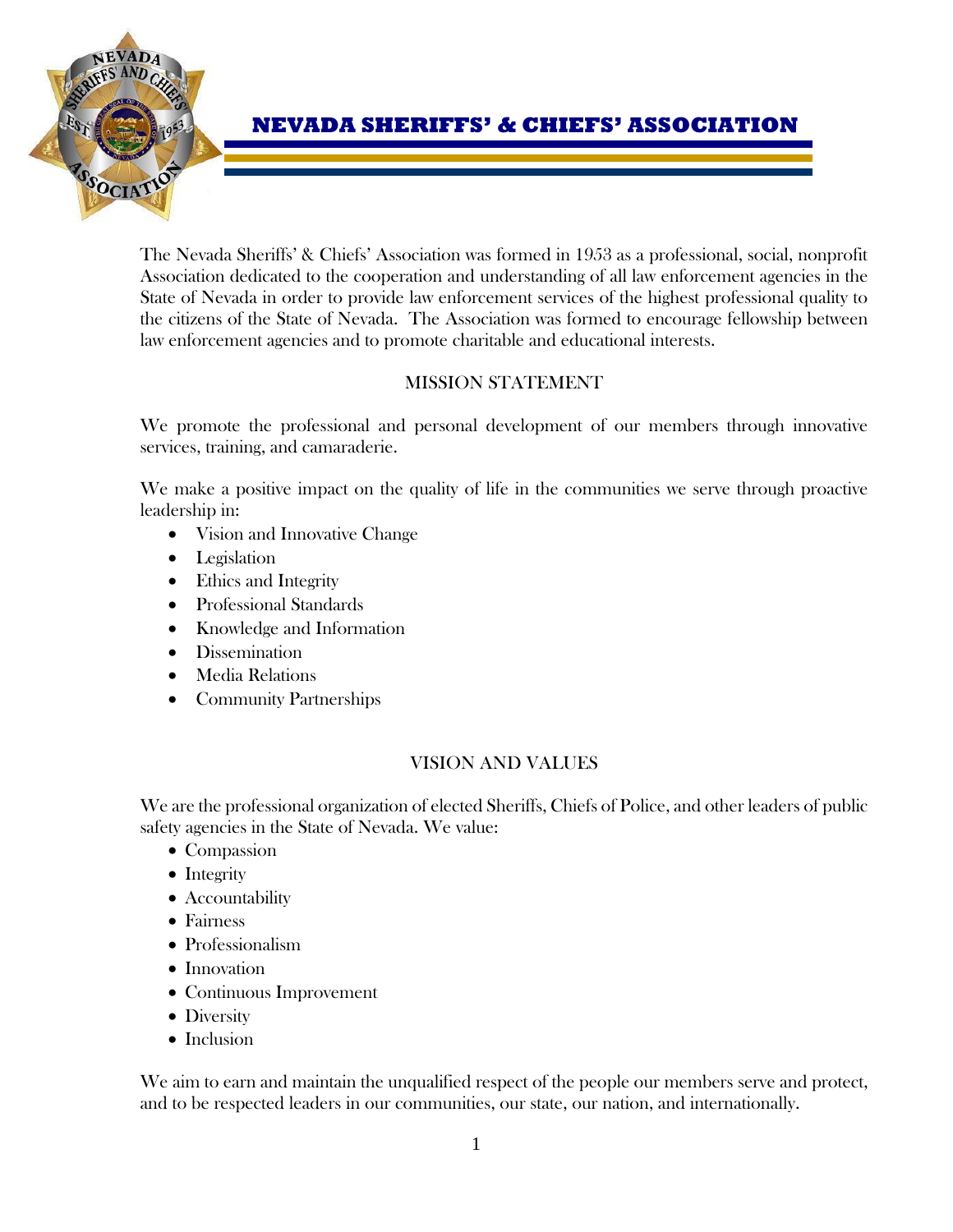# NEVADA SHERIFFS' & CHIEFS' ASSOCIATION

The Nevada Sheriffs' & Chiefs' Association was formed in 1953 as a professional, social, nonprofit Association dedicated to the cooperation and understanding of all law enforcement agencies in the State of Nevada in order to provide law enforcement services of the highest professional quality to the citizens of the State of Nevada. The Association was formed to encourage fellowship between law enforcement agencies and to promote charitable and educational interests.

## MISSION STATEMENT

We promote the professional and personal development of our members through innovative services, training, and camaraderie.

We make a positive impact on the quality of life in the communities we serve through proactive leadership in:

- Vision and Innovative Change
- Legislation
- Ethics and Integrity
- Professional Standards
- Knowledge and Information
- Dissemination
- Media Relations
- Community Partnerships

## VISION AND VALUES

We are the professional organization of elected Sheriffs, Chiefs of Police, and other leaders of public safety agencies in the State of Nevada. We value:

- Compassion
- Integrity
- Accountability
- Fairness
- Professionalism
- Innovation
- Continuous Improvement
- Diversity
- Inclusion

We aim to earn and maintain the unqualified respect of the people our members serve and protect, and to be respected leaders in our communities, our state, our nation, and internationally.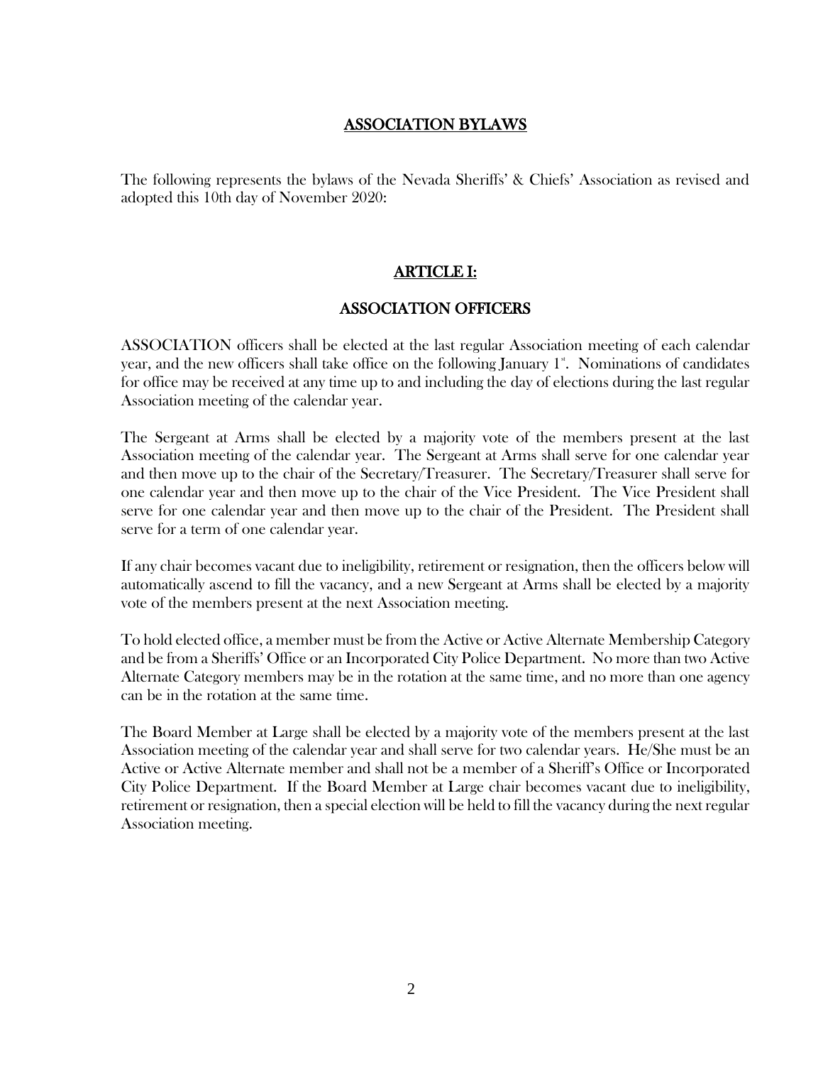# ASSOCIATION BYLAWS

The following represents the bylaws of the Nevada Sheriffs' & Chiefs' Association as revised and adopted this 10th day of November 2020:

## ARTICLE I:

## ASSOCIATION OFFICERS

ASSOCIATION officers shall be elected at the last regular Association meeting of each calendar year, and the new officers shall take office on the following January 1st. Nominations of candidates for office may be received at any time up to and including the day of elections during the last regular Association meeting of the calendar year.

The Sergeant at Arms shall be elected by a majority vote of the members present at the last Association meeting of the calendar year. The Sergeant at Arms shall serve for one calendar year and then move up to the chair of the Secretary/Treasurer. The Secretary/Treasurer shall serve for one calendar year and then move up to the chair of the Vice President. The Vice President shall serve for one calendar year and then move up to the chair of the President. The President shall serve for a term of one calendar year.

If any chair becomes vacant due to ineligibility, retirement or resignation, then the officers below will automatically ascend to fill the vacancy, and a new Sergeant at Arms shall be elected by a majority vote of the members present at the next Association meeting.

To hold elected office, a member must be from the Active or Active Alternate Membership Category and be from a Sheriffs' Office or an Incorporated City Police Department. No more than two Active Alternate Category members may be in the rotation at the same time, and no more than one agency can be in the rotation at the same time.

The Board Member at Large shall be elected by a majority vote of the members present at the last Association meeting of the calendar year and shall serve for two calendar years. He/She must be an Active or Active Alternate member and shall not be a member of a Sheriff's Office or Incorporated City Police Department. If the Board Member at Large chair becomes vacant due to ineligibility, retirement or resignation, then a special election will be held to fill the vacancy during the next regular Association meeting.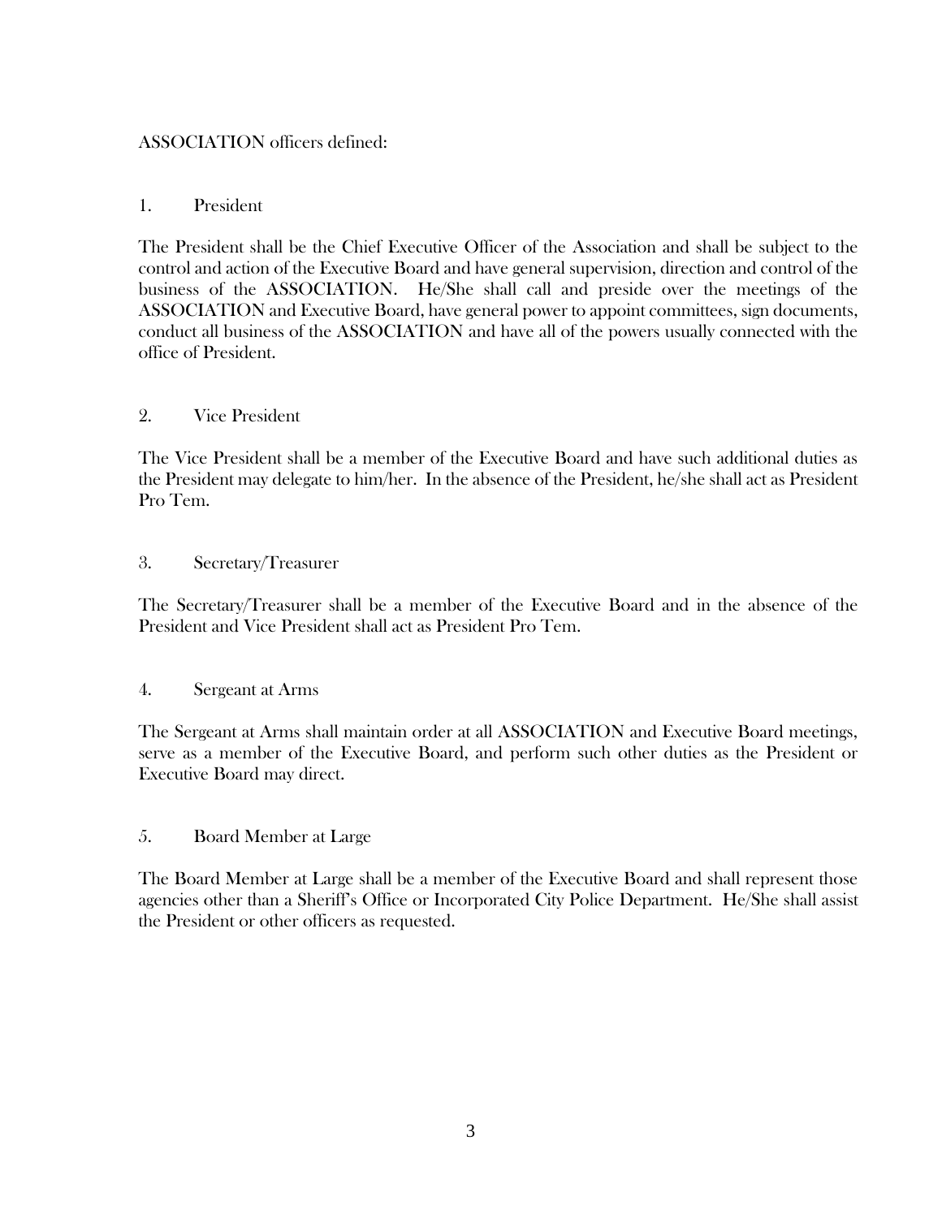ASSOCIATION officers defined:

1. President

The President shall be the Chief Executive Officer of the Association and shall be subject to the control and action of the Executive Board and have general supervision, direction and control of the business of the ASSOCIATION. He/She shall call and preside over the meetings of the ASSOCIATION and Executive Board, have general power to appoint committees, sign documents, conduct all business of the ASSOCIATION and have all of the powers usually connected with the office of President.

2. Vice President

The Vice President shall be a member of the Executive Board and have such additional duties as the President may delegate to him/her. In the absence of the President, he/she shall act as President Pro Tem.

3. Secretary/Treasurer

The Secretary/Treasurer shall be a member of the Executive Board and in the absence of the President and Vice President shall act as President Pro Tem.

4. Sergeant at Arms

The Sergeant at Arms shall maintain order at all ASSOCIATION and Executive Board meetings, serve as a member of the Executive Board, and perform such other duties as the President or Executive Board may direct.

5. Board Member at Large

The Board Member at Large shall be a member of the Executive Board and shall represent those agencies other than a Sheriff's Office or Incorporated City Police Department. He/She shall assist the President or other officers as requested.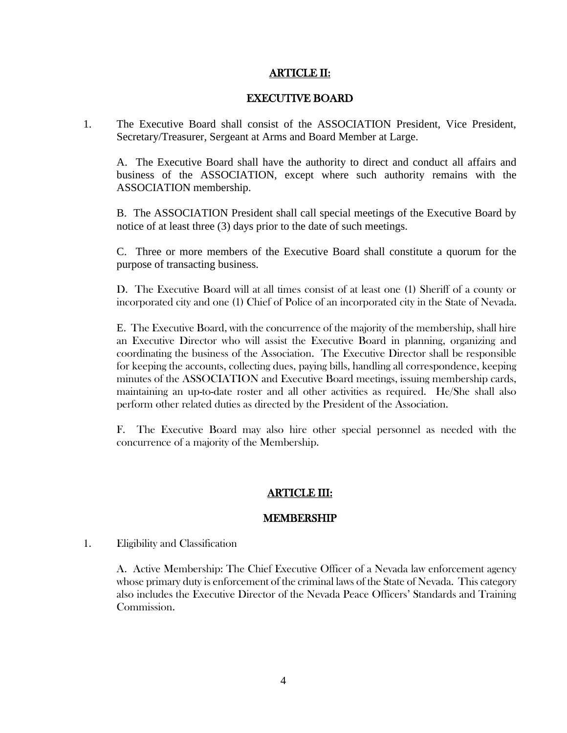## ARTICLE II:

## EXECUTIVE BOARD

1. The Executive Board shall consist of the ASSOCIATION President, Vice President, Secretary/Treasurer, Sergeant at Arms and Board Member at Large.

   A. The Executive Board shall have the authority to direct and conduct all affairs and business of the ASSOCIATION, except where such authority remains with the ASSOCIATION membership.

   B. The ASSOCIATION President shall call special meetings of the Executive Board by notice of at least three (3) days prior to the date of such meetings.

   C. Three or more members of the Executive Board shall constitute a quorum for the purpose of transacting business.

   D. The Executive Board will at all times consist of at least one (1) Sheriff of a county or incorporated city and one (1) Chief of Police of an incorporated city in the State of Nevada.

   E. The Executive Board, with the concurrence of the majority of the membership, shall hire an Executive Director who will assist the Executive Board in planning, organizing and coordinating the business of the Association. The Executive Director shall be responsible for keeping the accounts, collecting dues, paying bills, handling all correspondence, keeping minutes of the ASSOCIATION and Executive Board meetings, issuing membership cards, maintaining an up-to-date roster and all other activities as required. He/She shall also perform other related duties as directed by the President of the Association.

   F. The Executive Board may also hire other special personnel as needed with the concurrence of a majority of the Membership.

## ARTICLE III:

## MEMBERSHIP

1. Eligibility and Classification

   A. Active Membership: The Chief Executive Officer of a Nevada law enforcement agency whose primary duty is enforcement of the criminal laws of the State of Nevada. This category also includes the Executive Director of the Nevada Peace Officers' Standards and Training Commission.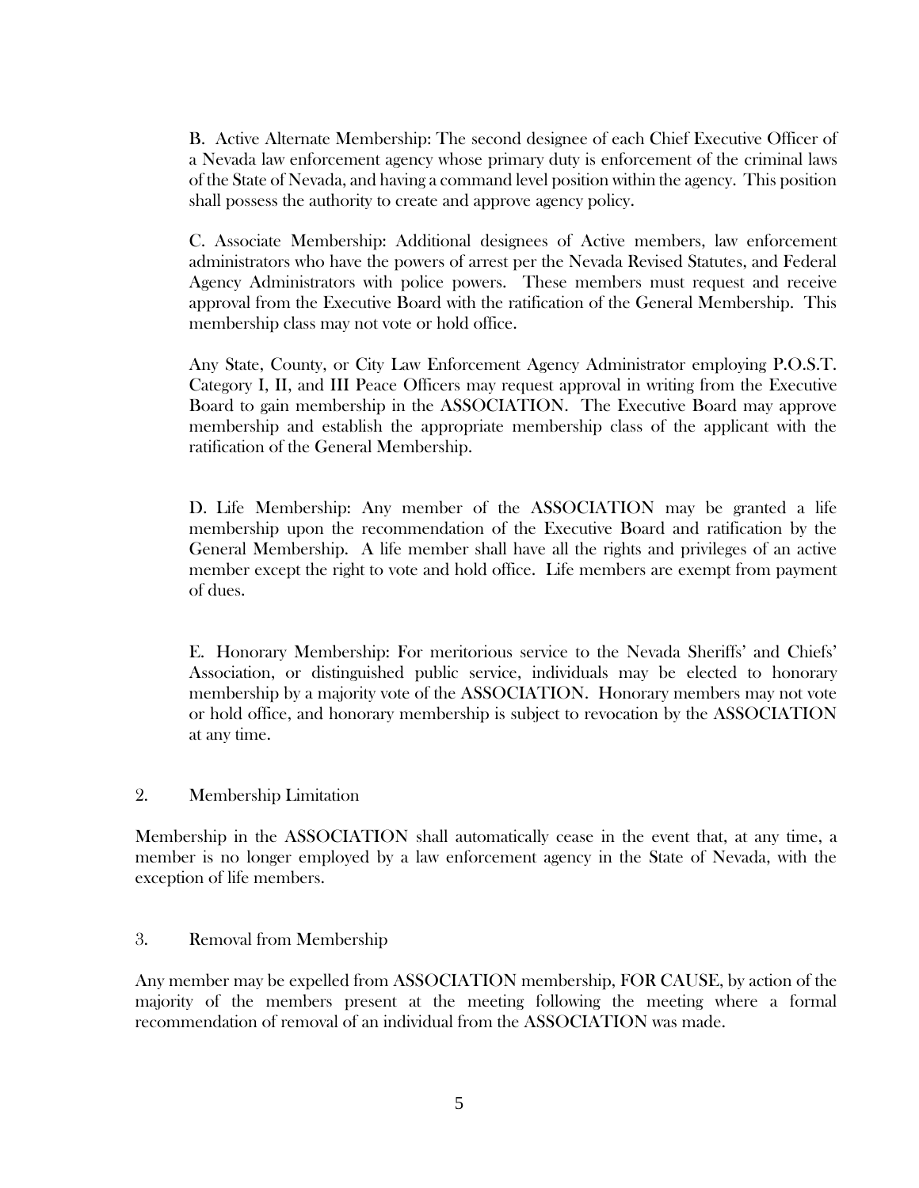B. Active Alternate Membership: The second designee of each Chief Executive Officer of a Nevada law enforcement agency whose primary duty is enforcement of the criminal laws of the State of Nevada, and having a command level position within the agency. This position shall possess the authority to create and approve agency policy.

C. Associate Membership: Additional designees of Active members, law enforcement administrators who have the powers of arrest per the Nevada Revised Statutes, and Federal Agency Administrators with police powers. These members must request and receive approval from the Executive Board with the ratification of the General Membership. This membership class may not vote or hold office.

Any State, County, or City Law Enforcement Agency Administrator employing P.O.S.T. Category I, II, and III Peace Officers may request approval in writing from the Executive Board to gain membership in the ASSOCIATION. The Executive Board may approve membership and establish the appropriate membership class of the applicant with the ratification of the General Membership.

D. Life Membership: Any member of the ASSOCIATION may be granted a life membership upon the recommendation of the Executive Board and ratification by the General Membership. A life member shall have all the rights and privileges of an active member except the right to vote and hold office. Life members are exempt from payment of dues.

E. Honorary Membership: For meritorious service to the Nevada Sheriffs' and Chiefs' Association, or distinguished public service, individuals may be elected to honorary membership by a majority vote of the ASSOCIATION. Honorary members may not vote or hold office, and honorary membership is subject to revocation by the ASSOCIATION at any time.

2. Membership Limitation

Membership in the ASSOCIATION shall automatically cease in the event that, at any time, a member is no longer employed by a law enforcement agency in the State of Nevada, with the exception of life members.

3. Removal from Membership

Any member may be expelled from ASSOCIATION membership, FOR CAUSE, by action of the majority of the members present at the meeting following the meeting where a formal recommendation of removal of an individual from the ASSOCIATION was made.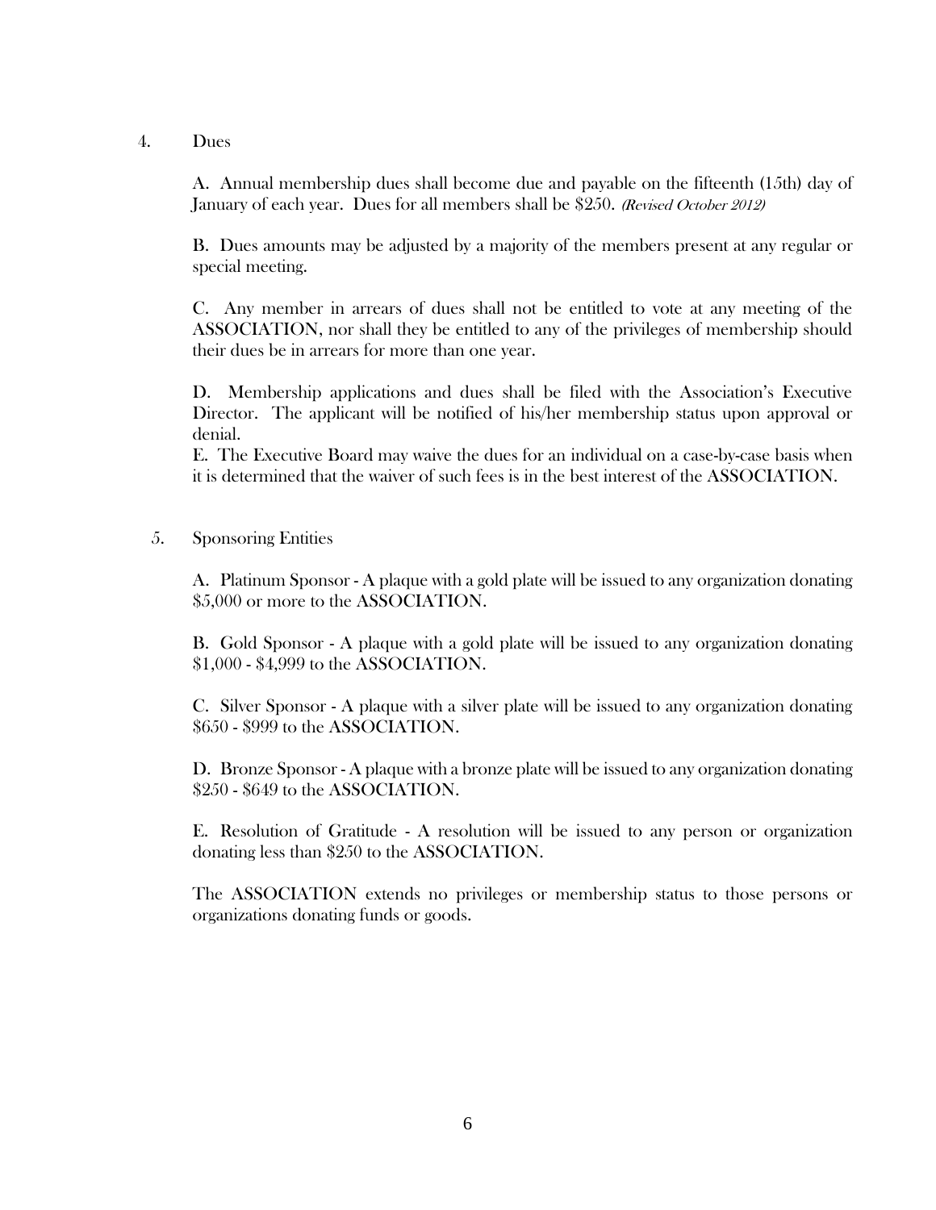4. Dues

A. Annual membership dues shall become due and payable on the fifteenth (15th) day of January of each year. Dues for all members shall be $250. *(Revised October 2012)*

B. Dues amounts may be adjusted by a majority of the members present at any regular or special meeting.

C. Any member in arrears of dues shall not be entitled to vote at any meeting of the ASSOCIATION, nor shall they be entitled to any of the privileges of membership should their dues be in arrears for more than one year.

D. Membership applications and dues shall be filed with the Association's Executive Director. The applicant will be notified of his/her membership status upon approval or denial.

E. The Executive Board may waive the dues for an individual on a case-by-case basis when it is determined that the waiver of such fees is in the best interest of the ASSOCIATION.

5. Sponsoring Entities

A. Platinum Sponsor - A plaque with a gold plate will be issued to any organization donating $5,000 or more to the ASSOCIATION.

B. Gold Sponsor - A plaque with a gold plate will be issued to any organization donating $1,000 - $4,999 to the ASSOCIATION.

C. Silver Sponsor - A plaque with a silver plate will be issued to any organization donating $650 - $999 to the ASSOCIATION.

D. Bronze Sponsor - A plaque with a bronze plate will be issued to any organization donating $250 - $649 to the ASSOCIATION.

E. Resolution of Gratitude - A resolution will be issued to any person or organization donating less than $250 to the ASSOCIATION.

The ASSOCIATION extends no privileges or membership status to those persons or organizations donating funds or goods.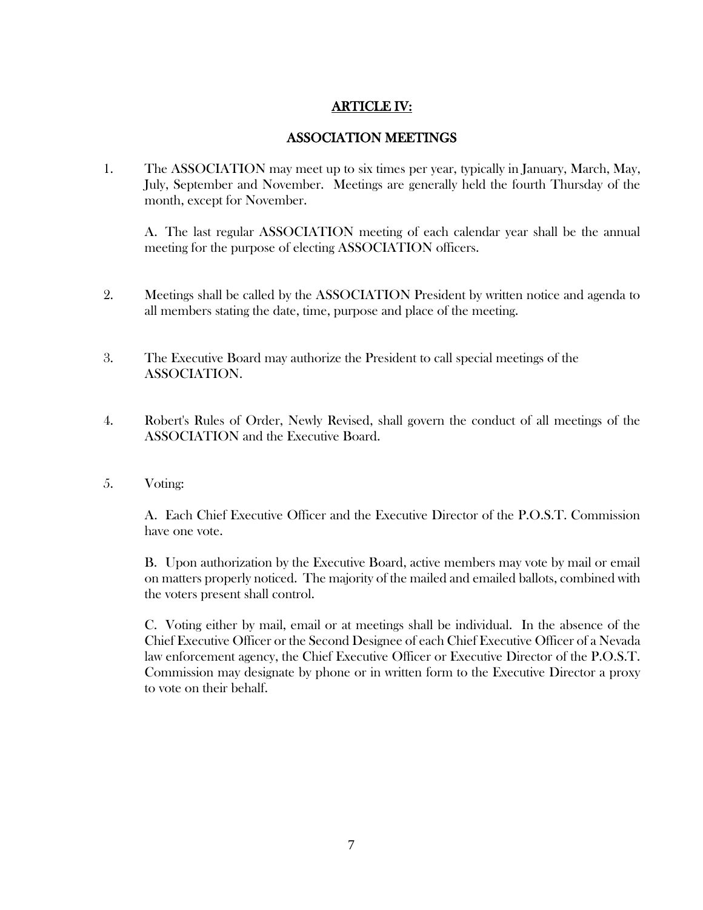## ARTICLE IV:

## ASSOCIATION MEETINGS

1. The ASSOCIATION may meet up to six times per year, typically in January, March, May, July, September and November. Meetings are generally held the fourth Thursday of the month, except for November.

   A. The last regular ASSOCIATION meeting of each calendar year shall be the annual meeting for the purpose of electing ASSOCIATION officers.

2. Meetings shall be called by the ASSOCIATION President by written notice and agenda to all members stating the date, time, purpose and place of the meeting.

3. The Executive Board may authorize the President to call special meetings of the ASSOCIATION.

4. Robert's Rules of Order, Newly Revised, shall govern the conduct of all meetings of the ASSOCIATION and the Executive Board.

5. Voting:

   A. Each Chief Executive Officer and the Executive Director of the P.O.S.T. Commission have one vote.

   B. Upon authorization by the Executive Board, active members may vote by mail or email on matters properly noticed. The majority of the mailed and emailed ballots, combined with the voters present shall control.

   C. Voting either by mail, email or at meetings shall be individual. In the absence of the Chief Executive Officer or the Second Designee of each Chief Executive Officer of a Nevada law enforcement agency, the Chief Executive Officer or Executive Director of the P.O.S.T. Commission may designate by phone or in written form to the Executive Director a proxy to vote on their behalf.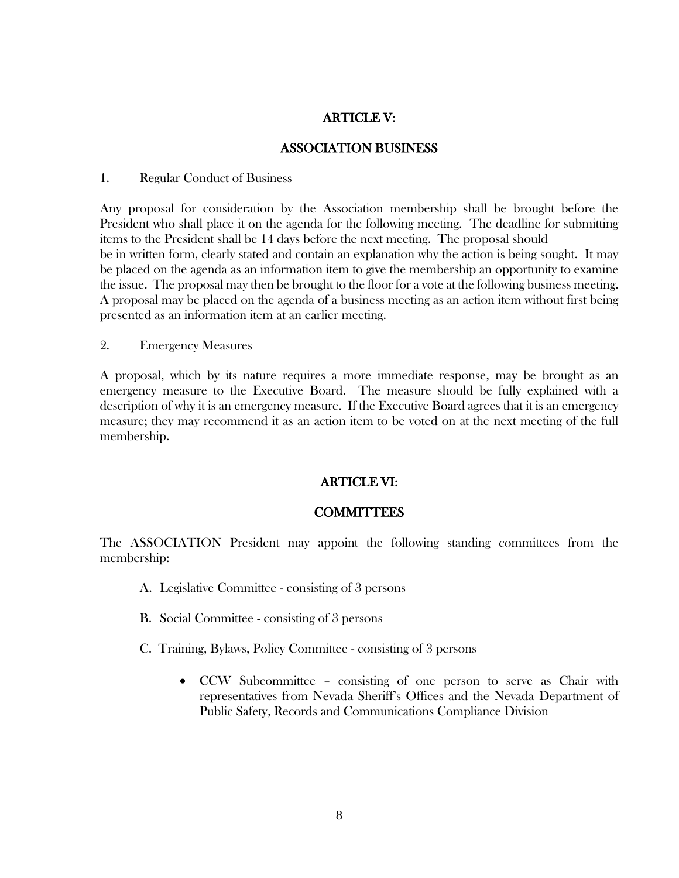## ARTICLE V:

## ASSOCIATION BUSINESS

1. Regular Conduct of Business

Any proposal for consideration by the Association membership shall be brought before the President who shall place it on the agenda for the following meeting. The deadline for submitting items to the President shall be 14 days before the next meeting. The proposal should be in written form, clearly stated and contain an explanation why the action is being sought. It may be placed on the agenda as an information item to give the membership an opportunity to examine the issue. The proposal may then be brought to the floor for a vote at the following business meeting. A proposal may be placed on the agenda of a business meeting as an action item without first being presented as an information item at an earlier meeting.

2. Emergency Measures

A proposal, which by its nature requires a more immediate response, may be brought as an emergency measure to the Executive Board. The measure should be fully explained with a description of why it is an emergency measure. If the Executive Board agrees that it is an emergency measure; they may recommend it as an action item to be voted on at the next meeting of the full membership.

## ARTICLE VI:

## COMMITTEES

The ASSOCIATION President may appoint the following standing committees from the membership:

A. Legislative Committee - consisting of 3 persons

B. Social Committee - consisting of 3 persons

C. Training, Bylaws, Policy Committee - consisting of 3 persons

- CCW Subcommittee – consisting of one person to serve as Chair with representatives from Nevada Sheriff's Offices and the Nevada Department of Public Safety, Records and Communications Compliance Division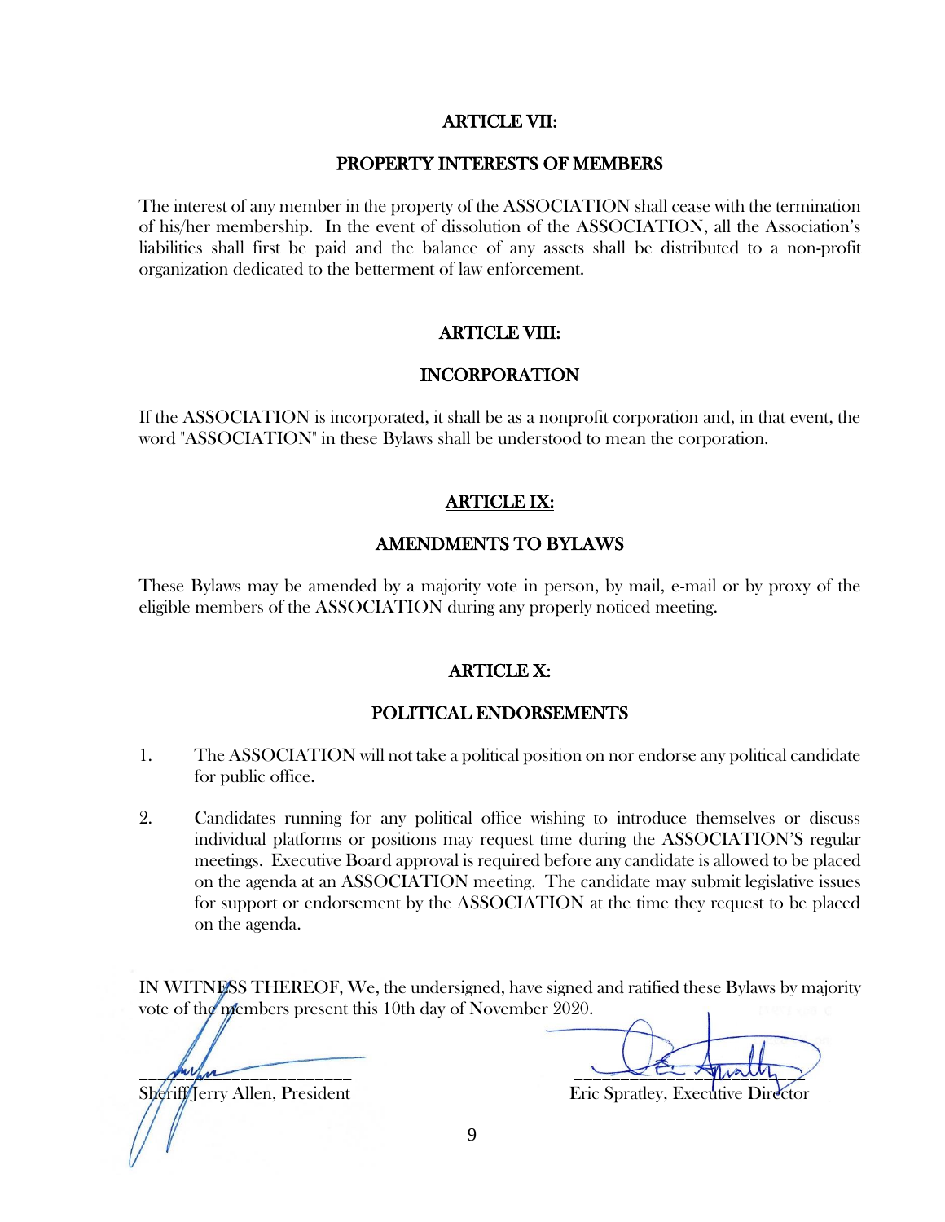## ARTICLE VII:

## PROPERTY INTERESTS OF MEMBERS

The interest of any member in the property of the ASSOCIATION shall cease with the termination of his/her membership. In the event of dissolution of the ASSOCIATION, all the Association's liabilities shall first be paid and the balance of any assets shall be distributed to a non-profit organization dedicated to the betterment of law enforcement.

## ARTICLE VIII:

## INCORPORATION

If the ASSOCIATION is incorporated, it shall be as a nonprofit corporation and, in that event, the word "ASSOCIATION" in these Bylaws shall be understood to mean the corporation.

## ARTICLE IX:

## AMENDMENTS TO BYLAWS

These Bylaws may be amended by a majority vote in person, by mail, e-mail or by proxy of the eligible members of the ASSOCIATION during any properly noticed meeting.

## ARTICLE X:

## POLITICAL ENDORSEMENTS

1. The ASSOCIATION will not take a political position on nor endorse any political candidate for public office.

2. Candidates running for any political office wishing to introduce themselves or discuss individual platforms or positions may request time during the ASSOCIATION'S regular meetings. Executive Board approval is required before any candidate is allowed to be placed on the agenda at an ASSOCIATION meeting. The candidate may submit legislative issues for support or endorsement by the ASSOCIATION at the time they request to be placed on the agenda.

IN WITNESS THEREOF, We, the undersigned, have signed and ratified these Bylaws by majority vote of the members present this 10th day of November 2020.

______________________ Sheriff Jerry Allen, President

______________________ Eric Spratley, Executive Director